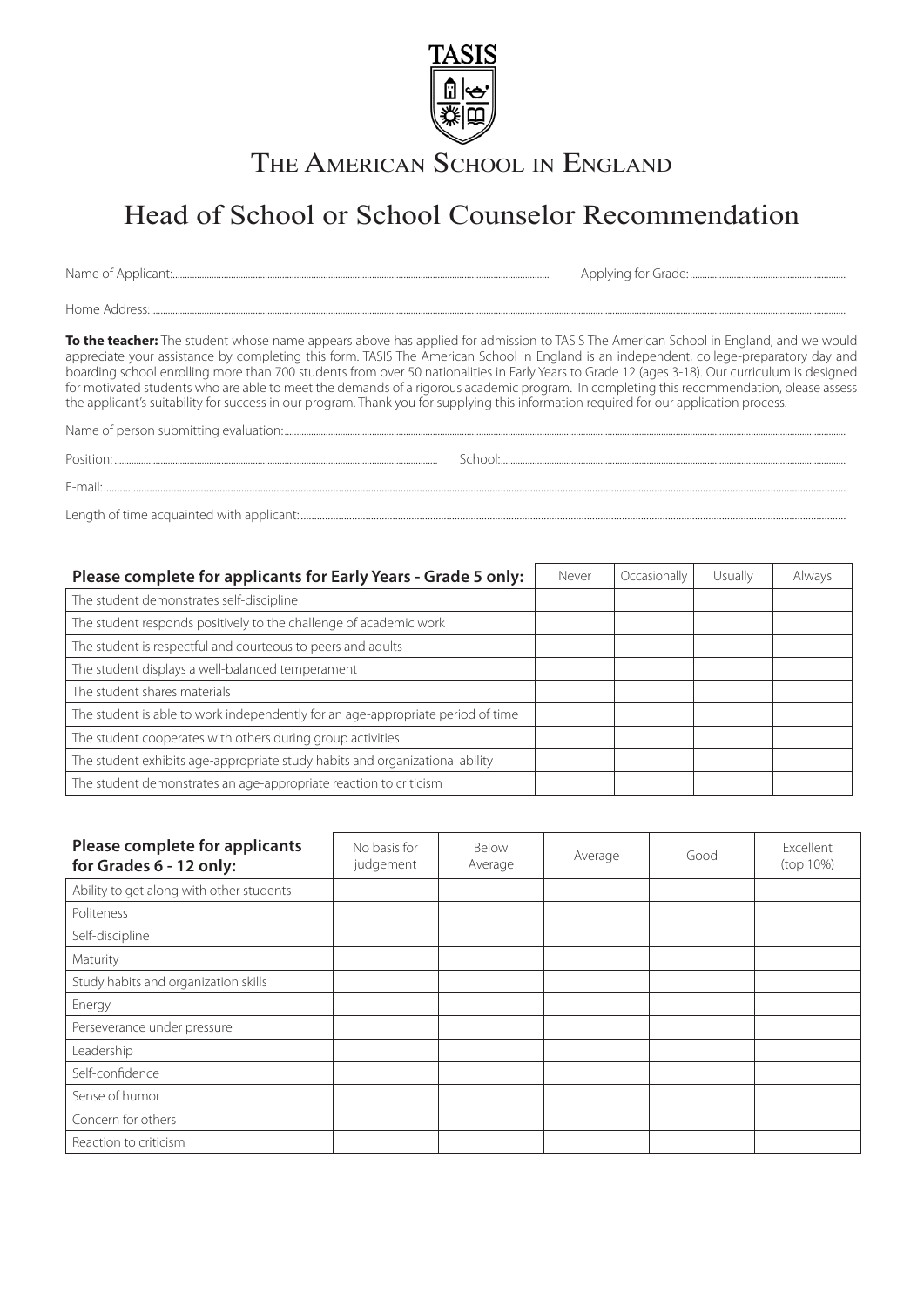TASIS

THE AMERICAN SCHOOL IN ENGLAND

# Head of School or School Counselor Recommendation

Name of Applicant:........................................................................ Applying for Grade:..........................................

Home Address:..............................................................................................................................................

**To the teacher:** The student whose name appears above has applied for admission to TASIS The American School in England, and we would appreciate your assistance by completing this form. TASIS The American School in England is an independent, college-preparatory day and boarding school enrolling more than 700 students from over 50 nationalities in Early Years to Grade 12 (ages 3-18). Our curriculum is designed for motivated students who are able to meet the demands of a rigorous academic program. In completing this recommendation, please assess the applicant's suitability for success in our program. Thank you for supplying this information required for our application process.

Name of person submitting evaluation:..........................................................................................................

Position:.......................................................... School:..........................................................................

E-mail:.........................................................................................................................................................

Length of time acquainted with applicant:......................................................................................................

| **Please complete for applicants for Early Years - Grade 5 only:** | Never | Occasionally | Usually | Always |
|---|---|---|---|---|
| The student demonstrates self-discipline | | | | |
| The student responds positively to the challenge of academic work | | | | |
| The student is respectful and courteous to peers and adults | | | | |
| The student displays a well-balanced temperament | | | | |
| The student shares materials | | | | |
| The student is able to work independently for an age-appropriate period of time | | | | |
| The student cooperates with others during group activities | | | | |
| The student exhibits age-appropriate study habits and organizational ability | | | | |
| The student demonstrates an age-appropriate reaction to criticism | | | | |

| **Please complete for applicants for Grades 6 - 12 only:** | No basis for judgement | Below Average | Average | Good | Excellent (top 10%) |
|---|---|---|---|---|---|
| Ability to get along with other students | | | | | |
| Politeness | | | | | |
| Self-discipline | | | | | |
| Maturity | | | | | |
| Study habits and organization skills | | | | | |
| Energy | | | | | |
| Perseverance under pressure | | | | | |
| Leadership | | | | | |
| Self-confidence | | | | | |
| Sense of humor | | | | | |
| Concern for others | | | | | |
| Reaction to criticism | | | | | |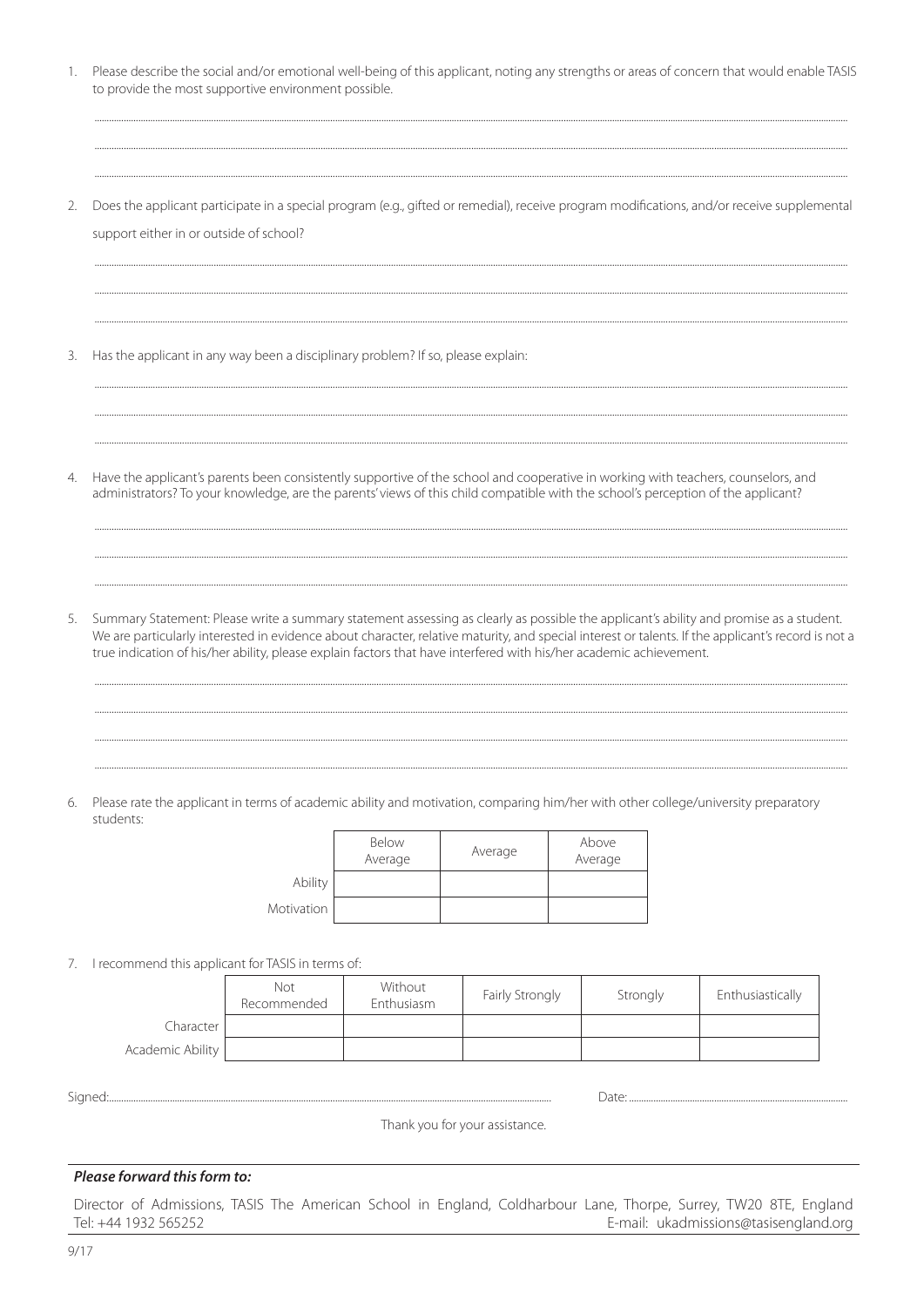1. Please describe the social and/or emotional well-being of this applicant, noting any strengths or areas of concern that would enable TASIS to provide the most supportive environment possible.

2. Does the applicant participate in a special program (e.g., gifted or remedial), receive program modifications, and/or receive supplemental support either in or outside of school?

3. Has the applicant in any way been a disciplinary problem? If so, please explain:

4. Have the applicant's parents been consistently supportive of the school and cooperative in working with teachers, counselors, and administrators? To your knowledge, are the parents' views of this child compatible with the school's perception of the applicant?

5. Summary Statement: Please write a summary statement assessing as clearly as possible the applicant's ability and promise as a student. We are particularly interested in evidence about character, relative maturity, and special interest or talents. If the applicant's record is not a true indication of his/her ability, please explain factors that have interfered with his/her academic achievement.

6. Please rate the applicant in terms of academic ability and motivation, comparing him/her with other college/university preparatory students:

| | Below Average | Average | Above Average |
|---|---|---|---|
| Ability | | | |
| Motivation | | | |

7. I recommend this applicant for TASIS in terms of:

| | Not Recommended | Without Enthusiasm | Fairly Strongly | Strongly | Enthusiastically |
|---|---|---|---|---|---|
| Character | | | | | |
| Academic Ability | | | | | |

Signed:............................................................ Date:............................................

Thank you for your assistance.

***Please forward this form to:***

Director of Admissions, TASIS The American School in England, Coldharbour Lane, Thorpe, Surrey, TW20 8TE, England
Tel: +44 1932 565252 E-mail: ukadmissions@tasisengland.org

9/17